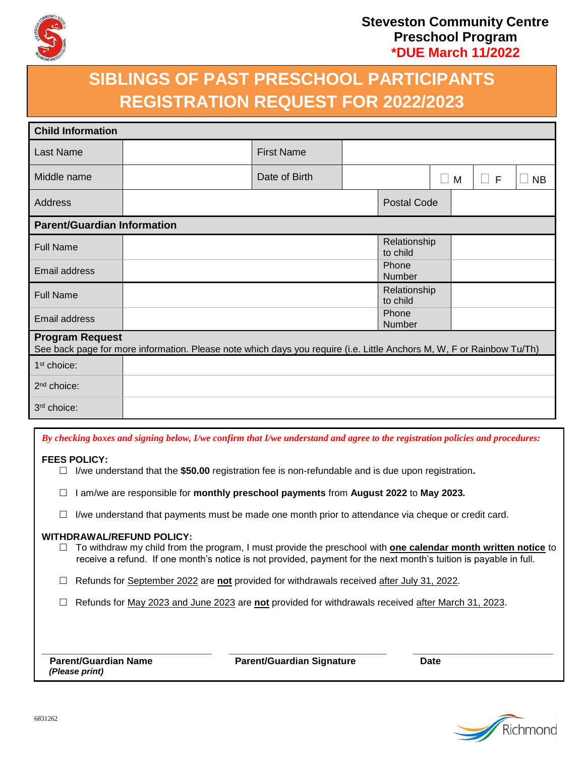**Steveston Community Centre**
**Preschool Program**
**\*DUE March 11/2022**

# SIBLINGS OF PAST PRESCHOOL PARTICIPANTS REGISTRATION REQUEST FOR 2022/2023

| **Child Information** | | | | | | |
|---|---|---|---|---|---|---|
| Last Name | | First Name | | | | |
| Middle name | | Date of Birth | | ☐ M | ☐ F | ☐ NB |
| Address | | | Postal Code | | | |

| **Parent/Guardian Information** | | | |
|---|---|---|---|
| Full Name | | Relationship to child | |
| Email address | | Phone Number | |
| Full Name | | Relationship to child | |
| Email address | | Phone Number | |

**Program Request**
See back page for more information. Please note which days you require (i.e. Little Anchors M, W, F or Rainbow Tu/Th)

| | |
|---|---|
| 1st choice: | |
| 2nd choice: | |
| 3rd choice: | |

*By checking boxes and signing below, I/we confirm that I/we understand and agree to the registration policies and procedures:*

**FEES POLICY:**

- ☐ I/we understand that the **$50.00** registration fee is non-refundable and is due upon registration**.**
- ☐ I am/we are responsible for **monthly preschool payments** from **August 2022** to **May 2023*.***
- ☐ I/we understand that payments must be made one month prior to attendance via cheque or credit card.

**WITHDRAWAL/REFUND POLICY:**

- ☐ To withdraw my child from the program, I must provide the preschool with **one calendar month written notice** to receive a refund. If one month's notice is not provided, payment for the next month's tuition is payable in full.
- ☐ Refunds for September 2022 are **not** provided for withdrawals received after July 31, 2022.
- ☐ Refunds for May 2023 and June 2023 are **not** provided for withdrawals received after March 31, 2023.

| \_\_\_\_\_\_\_\_\_\_\_\_\_\_\_\_\_\_\_\_ | \_\_\_\_\_\_\_\_\_\_\_\_\_\_\_\_\_\_\_\_ | \_\_\_\_\_\_\_\_\_\_\_\_\_\_\_\_\_\_\_\_ |
|---|---|---|
| **Parent/Guardian Name** ***(Please print)*** | **Parent/Guardian Signature** | **Date** |

6831262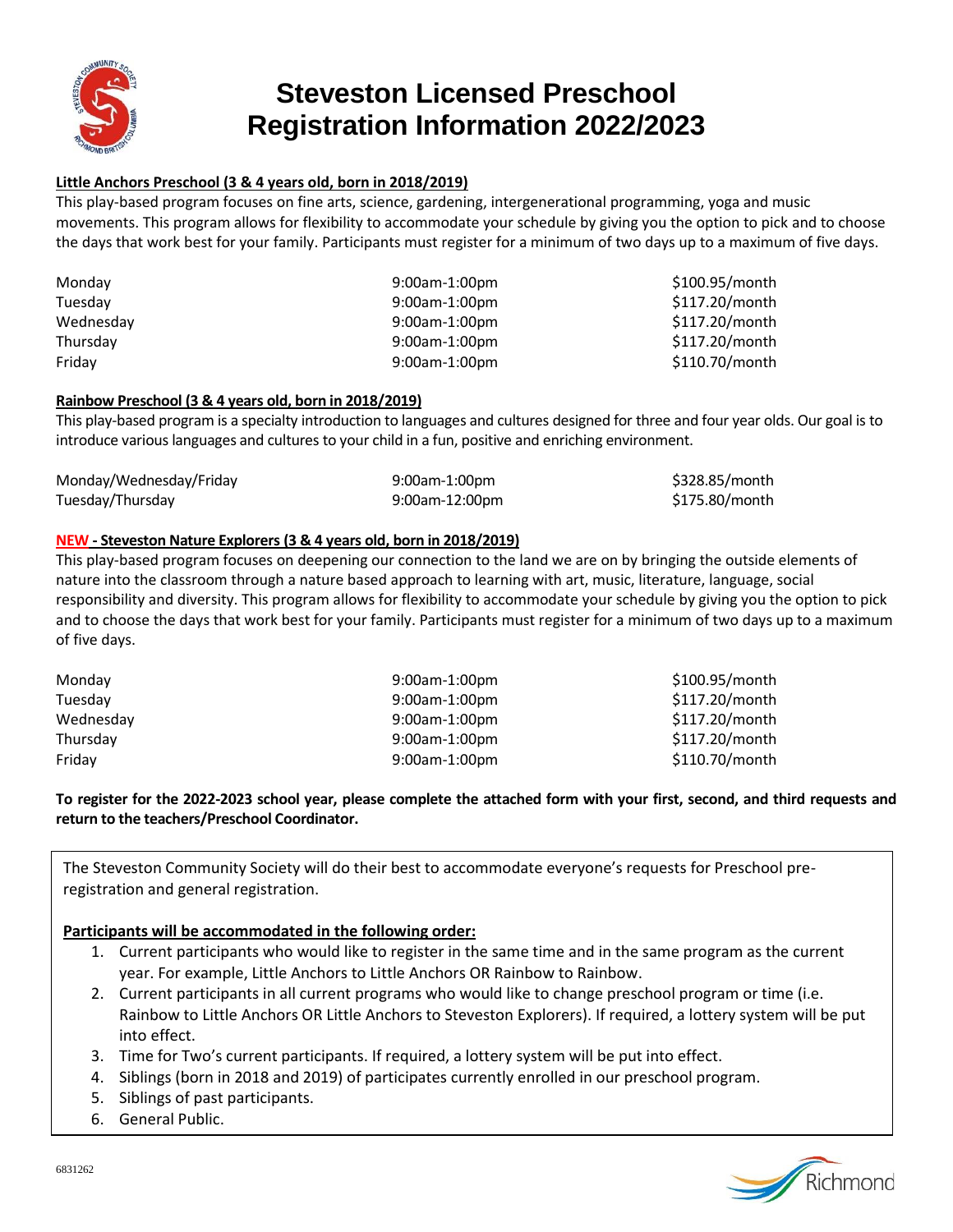# Steveston Licensed Preschool Registration Information 2022/2023

**Little Anchors Preschool (3 & 4 years old, born in 2018/2019)**

This play-based program focuses on fine arts, science, gardening, intergenerational programming, yoga and music movements. This program allows for flexibility to accommodate your schedule by giving you the option to pick and to choose the days that work best for your family. Participants must register for a minimum of two days up to a maximum of five days.

| | | |
|---|---|---|
| Monday | 9:00am-1:00pm | $100.95/month |
| Tuesday | 9:00am-1:00pm | $117.20/month |
| Wednesday | 9:00am-1:00pm | $117.20/month |
| Thursday | 9:00am-1:00pm | $117.20/month |
| Friday | 9:00am-1:00pm | $110.70/month |

**Rainbow Preschool (3 & 4 years old, born in 2018/2019)**

This play-based program is a specialty introduction to languages and cultures designed for three and four year olds. Our goal is to introduce various languages and cultures to your child in a fun, positive and enriching environment.

| | | |
|---|---|---|
| Monday/Wednesday/Friday | 9:00am-1:00pm | $328.85/month |
| Tuesday/Thursday | 9:00am-12:00pm | $175.80/month |

**NEW - Steveston Nature Explorers (3 & 4 years old, born in 2018/2019)**

This play-based program focuses on deepening our connection to the land we are on by bringing the outside elements of nature into the classroom through a nature based approach to learning with art, music, literature, language, social responsibility and diversity. This program allows for flexibility to accommodate your schedule by giving you the option to pick and to choose the days that work best for your family. Participants must register for a minimum of two days up to a maximum of five days.

| | | |
|---|---|---|
| Monday | 9:00am-1:00pm | $100.95/month |
| Tuesday | 9:00am-1:00pm | $117.20/month |
| Wednesday | 9:00am-1:00pm | $117.20/month |
| Thursday | 9:00am-1:00pm | $117.20/month |
| Friday | 9:00am-1:00pm | $110.70/month |

**To register for the 2022-2023 school year, please complete the attached form with your first, second, and third requests and return to the teachers/Preschool Coordinator.**

The Steveston Community Society will do their best to accommodate everyone's requests for Preschool pre-registration and general registration.

**Participants will be accommodated in the following order:**

1. Current participants who would like to register in the same time and in the same program as the current year. For example, Little Anchors to Little Anchors OR Rainbow to Rainbow.
2. Current participants in all current programs who would like to change preschool program or time (i.e. Rainbow to Little Anchors OR Little Anchors to Steveston Explorers). If required, a lottery system will be put into effect.
3. Time for Two's current participants. If required, a lottery system will be put into effect.
4. Siblings (born in 2018 and 2019) of participates currently enrolled in our preschool program.
5. Siblings of past participants.
6. General Public.

6831262